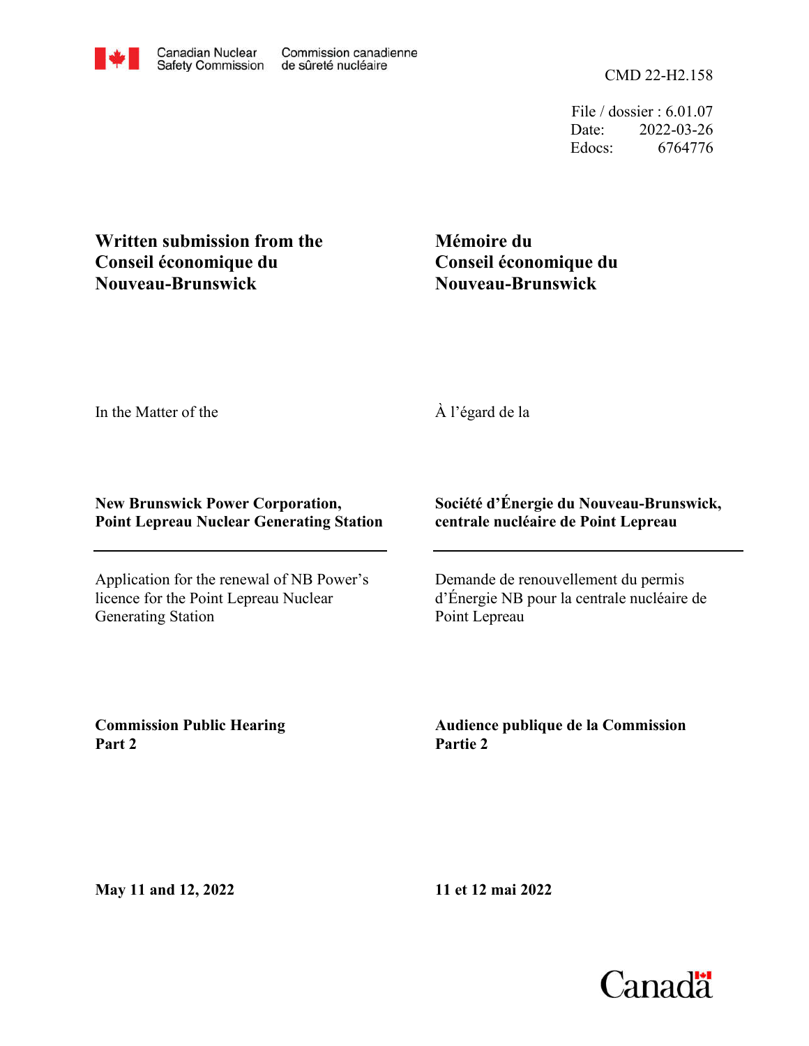Canadian Nuclear Safety Commission | Commission canadienne de sûreté nucléaire

CMD 22-H2.158

File / dossier : 6.01.07
Date: 2022-03-26
Edocs: 6764776

**Written submission from the Conseil économique du Nouveau-Brunswick**

**Mémoire du Conseil économique du Nouveau-Brunswick**

In the Matter of the

À l'égard de la

**New Brunswick Power Corporation, Point Lepreau Nuclear Generating Station**

**Société d'Énergie du Nouveau-Brunswick, centrale nucléaire de Point Lepreau**

---

Application for the renewal of NB Power's licence for the Point Lepreau Nuclear Generating Station

Demande de renouvellement du permis d'Énergie NB pour la centrale nucléaire de Point Lepreau

**Commission Public Hearing Part 2**

**Audience publique de la Commission Partie 2**

**May 11 and 12, 2022**

**11 et 12 mai 2022**

Canada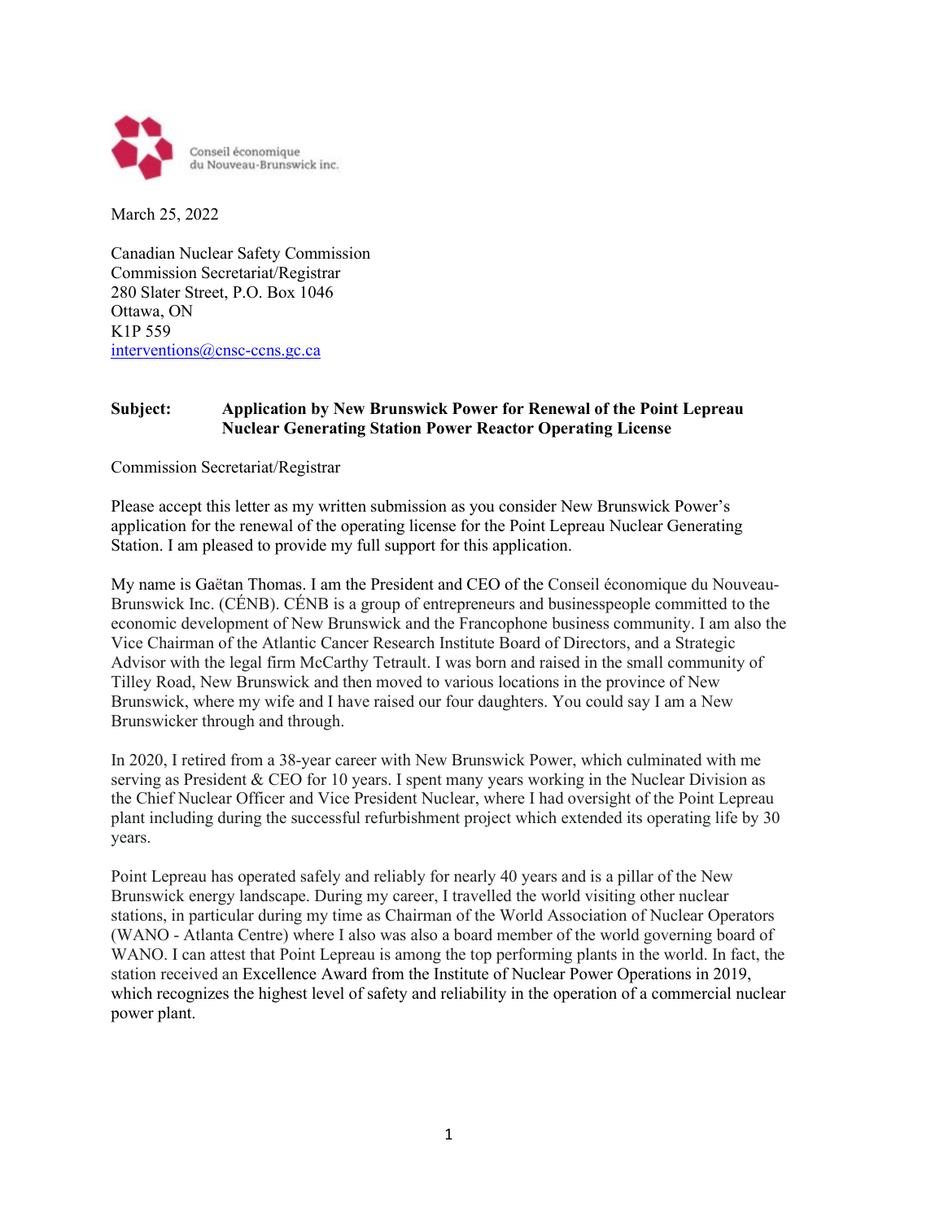Conseil économique du Nouveau-Brunswick inc.

March 25, 2022

Canadian Nuclear Safety Commission
Commission Secretariat/Registrar
280 Slater Street, P.O. Box 1046
Ottawa, ON
K1P 559
interventions@cnsc-ccns.gc.ca

**Subject: Application by New Brunswick Power for Renewal of the Point Lepreau Nuclear Generating Station Power Reactor Operating License**

Commission Secretariat/Registrar

Please accept this letter as my written submission as you consider New Brunswick Power's application for the renewal of the operating license for the Point Lepreau Nuclear Generating Station. I am pleased to provide my full support for this application.

My name is Gaëtan Thomas. I am the President and CEO of the Conseil économique du Nouveau-Brunswick Inc. (CÉNB). CÉNB is a group of entrepreneurs and businesspeople committed to the economic development of New Brunswick and the Francophone business community. I am also the Vice Chairman of the Atlantic Cancer Research Institute Board of Directors, and a Strategic Advisor with the legal firm McCarthy Tetrault. I was born and raised in the small community of Tilley Road, New Brunswick and then moved to various locations in the province of New Brunswick, where my wife and I have raised our four daughters. You could say I am a New Brunswicker through and through.

In 2020, I retired from a 38-year career with New Brunswick Power, which culminated with me serving as President & CEO for 10 years. I spent many years working in the Nuclear Division as the Chief Nuclear Officer and Vice President Nuclear, where I had oversight of the Point Lepreau plant including during the successful refurbishment project which extended its operating life by 30 years.

Point Lepreau has operated safely and reliably for nearly 40 years and is a pillar of the New Brunswick energy landscape. During my career, I travelled the world visiting other nuclear stations, in particular during my time as Chairman of the World Association of Nuclear Operators (WANO - Atlanta Centre) where I also was also a board member of the world governing board of WANO. I can attest that Point Lepreau is among the top performing plants in the world. In fact, the station received an Excellence Award from the Institute of Nuclear Power Operations in 2019, which recognizes the highest level of safety and reliability in the operation of a commercial nuclear power plant.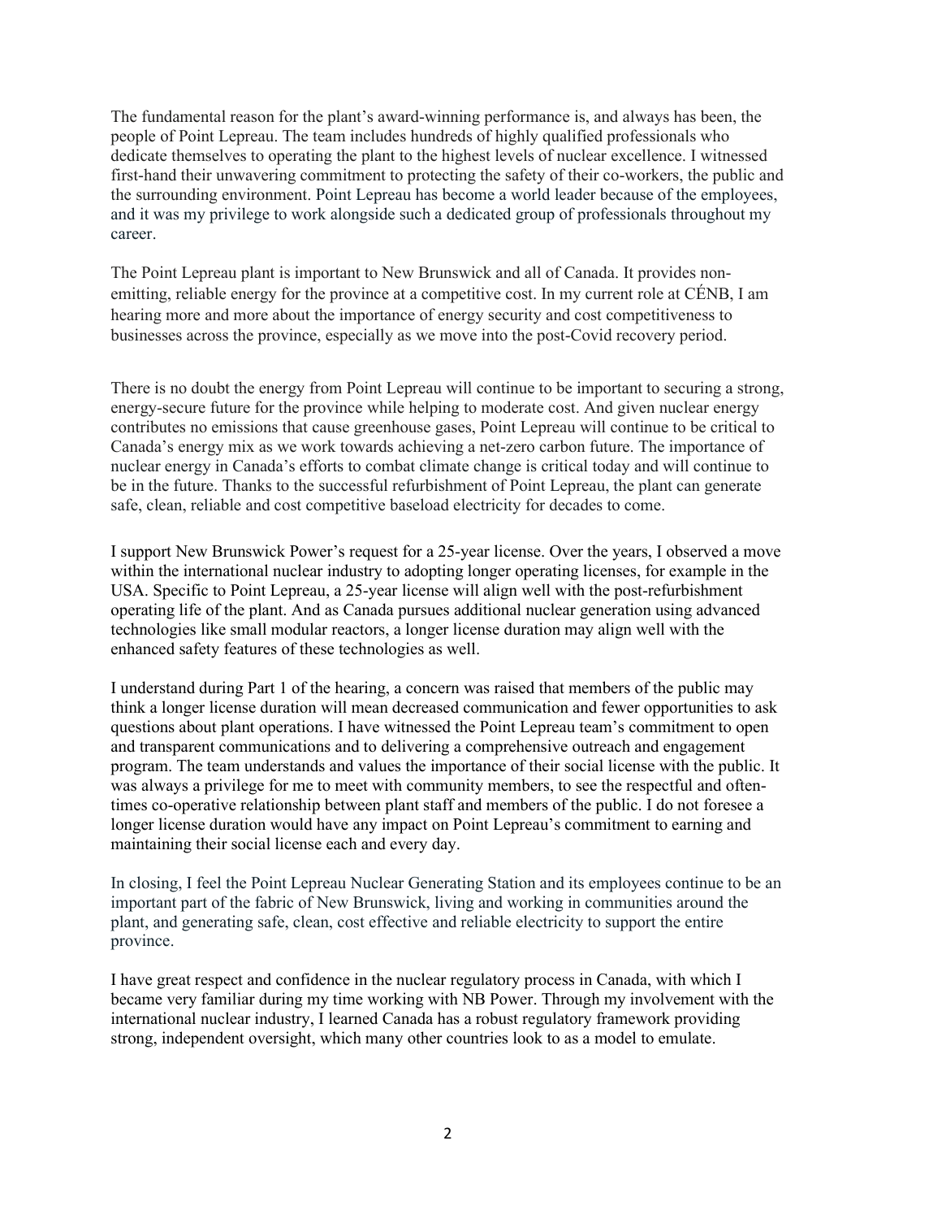The fundamental reason for the plant's award-winning performance is, and always has been, the people of Point Lepreau. The team includes hundreds of highly qualified professionals who dedicate themselves to operating the plant to the highest levels of nuclear excellence. I witnessed first-hand their unwavering commitment to protecting the safety of their co-workers, the public and the surrounding environment. Point Lepreau has become a world leader because of the employees, and it was my privilege to work alongside such a dedicated group of professionals throughout my career.

The Point Lepreau plant is important to New Brunswick and all of Canada. It provides non-emitting, reliable energy for the province at a competitive cost. In my current role at CÉNB, I am hearing more and more about the importance of energy security and cost competitiveness to businesses across the province, especially as we move into the post-Covid recovery period.

There is no doubt the energy from Point Lepreau will continue to be important to securing a strong, energy-secure future for the province while helping to moderate cost. And given nuclear energy contributes no emissions that cause greenhouse gases, Point Lepreau will continue to be critical to Canada's energy mix as we work towards achieving a net-zero carbon future. The importance of nuclear energy in Canada's efforts to combat climate change is critical today and will continue to be in the future. Thanks to the successful refurbishment of Point Lepreau, the plant can generate safe, clean, reliable and cost competitive baseload electricity for decades to come.

I support New Brunswick Power's request for a 25-year license. Over the years, I observed a move within the international nuclear industry to adopting longer operating licenses, for example in the USA. Specific to Point Lepreau, a 25-year license will align well with the post-refurbishment operating life of the plant. And as Canada pursues additional nuclear generation using advanced technologies like small modular reactors, a longer license duration may align well with the enhanced safety features of these technologies as well.

I understand during Part 1 of the hearing, a concern was raised that members of the public may think a longer license duration will mean decreased communication and fewer opportunities to ask questions about plant operations. I have witnessed the Point Lepreau team's commitment to open and transparent communications and to delivering a comprehensive outreach and engagement program. The team understands and values the importance of their social license with the public. It was always a privilege for me to meet with community members, to see the respectful and often-times co-operative relationship between plant staff and members of the public. I do not foresee a longer license duration would have any impact on Point Lepreau's commitment to earning and maintaining their social license each and every day.

In closing, I feel the Point Lepreau Nuclear Generating Station and its employees continue to be an important part of the fabric of New Brunswick, living and working in communities around the plant, and generating safe, clean, cost effective and reliable electricity to support the entire province.

I have great respect and confidence in the nuclear regulatory process in Canada, with which I became very familiar during my time working with NB Power. Through my involvement with the international nuclear industry, I learned Canada has a robust regulatory framework providing strong, independent oversight, which many other countries look to as a model to emulate.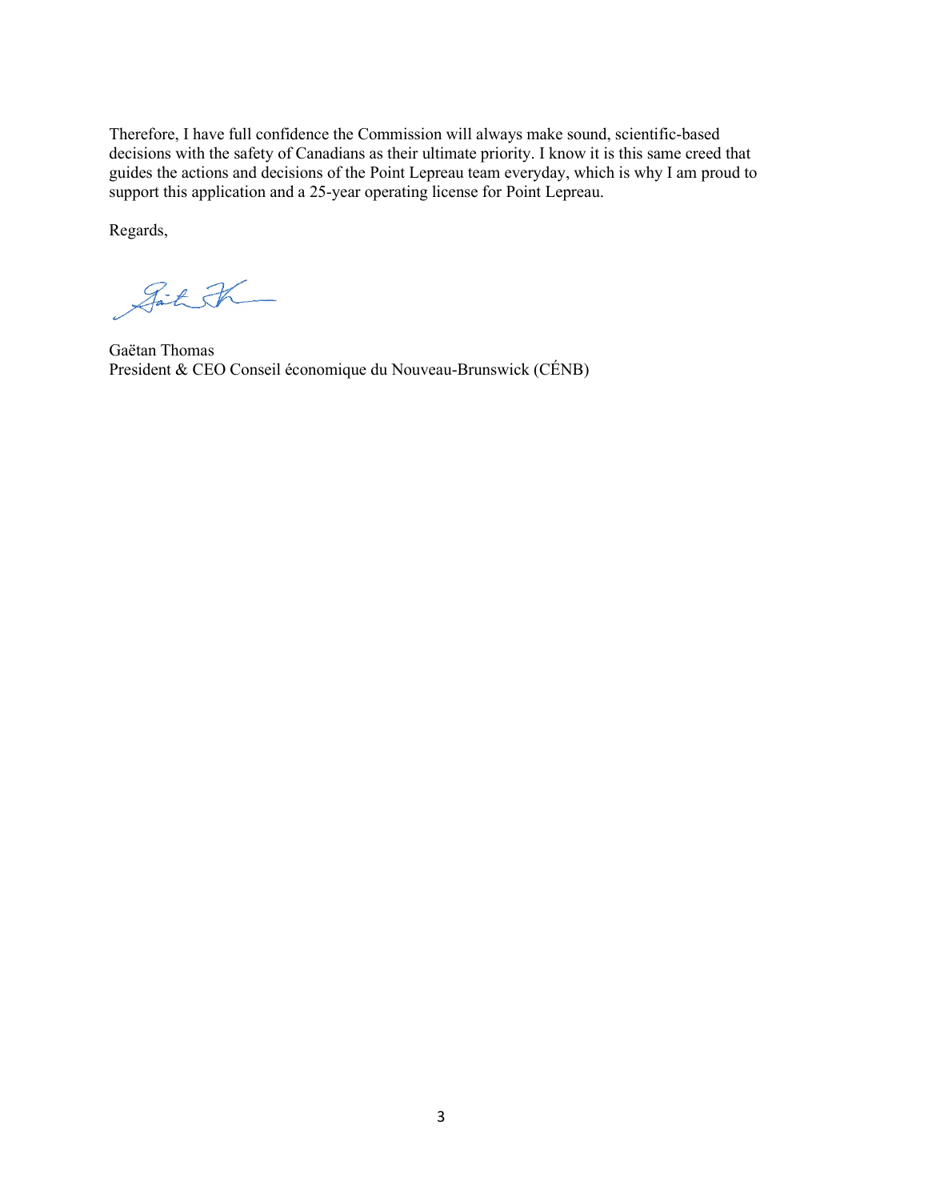Therefore, I have full confidence the Commission will always make sound, scientific-based decisions with the safety of Canadians as their ultimate priority. I know it is this same creed that guides the actions and decisions of the Point Lepreau team everyday, which is why I am proud to support this application and a 25-year operating license for Point Lepreau.

Regards,

Gaëtan Thomas
President & CEO Conseil économique du Nouveau-Brunswick (CÉNB)